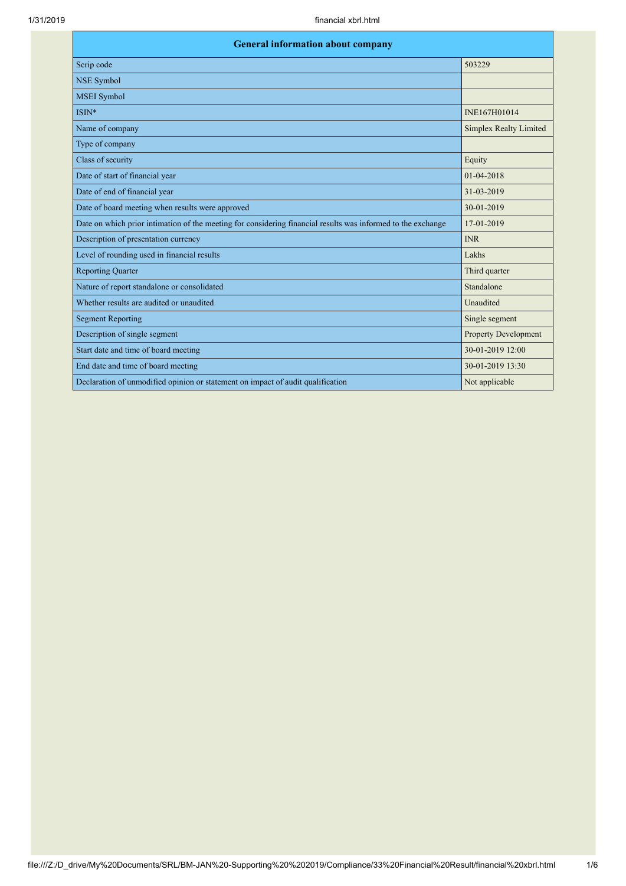| General information about company | |
|---|---|
| Scrip code | 503229 |
| NSE Symbol | |
| MSEI Symbol | |
| ISIN* | INE167H01014 |
| Name of company | Simplex Realty Limited |
| Type of company | |
| Class of security | Equity |
| Date of start of financial year | 01-04-2018 |
| Date of end of financial year | 31-03-2019 |
| Date of board meeting when results were approved | 30-01-2019 |
| Date on which prior intimation of the meeting for considering financial results was informed to the exchange | 17-01-2019 |
| Description of presentation currency | INR |
| Level of rounding used in financial results | Lakhs |
| Reporting Quarter | Third quarter |
| Nature of report standalone or consolidated | Standalone |
| Whether results are audited or unaudited | Unaudited |
| Segment Reporting | Single segment |
| Description of single segment | Property Development |
| Start date and time of board meeting | 30-01-2019 12:00 |
| End date and time of board meeting | 30-01-2019 13:30 |
| Declaration of unmodified opinion or statement on impact of audit qualification | Not applicable |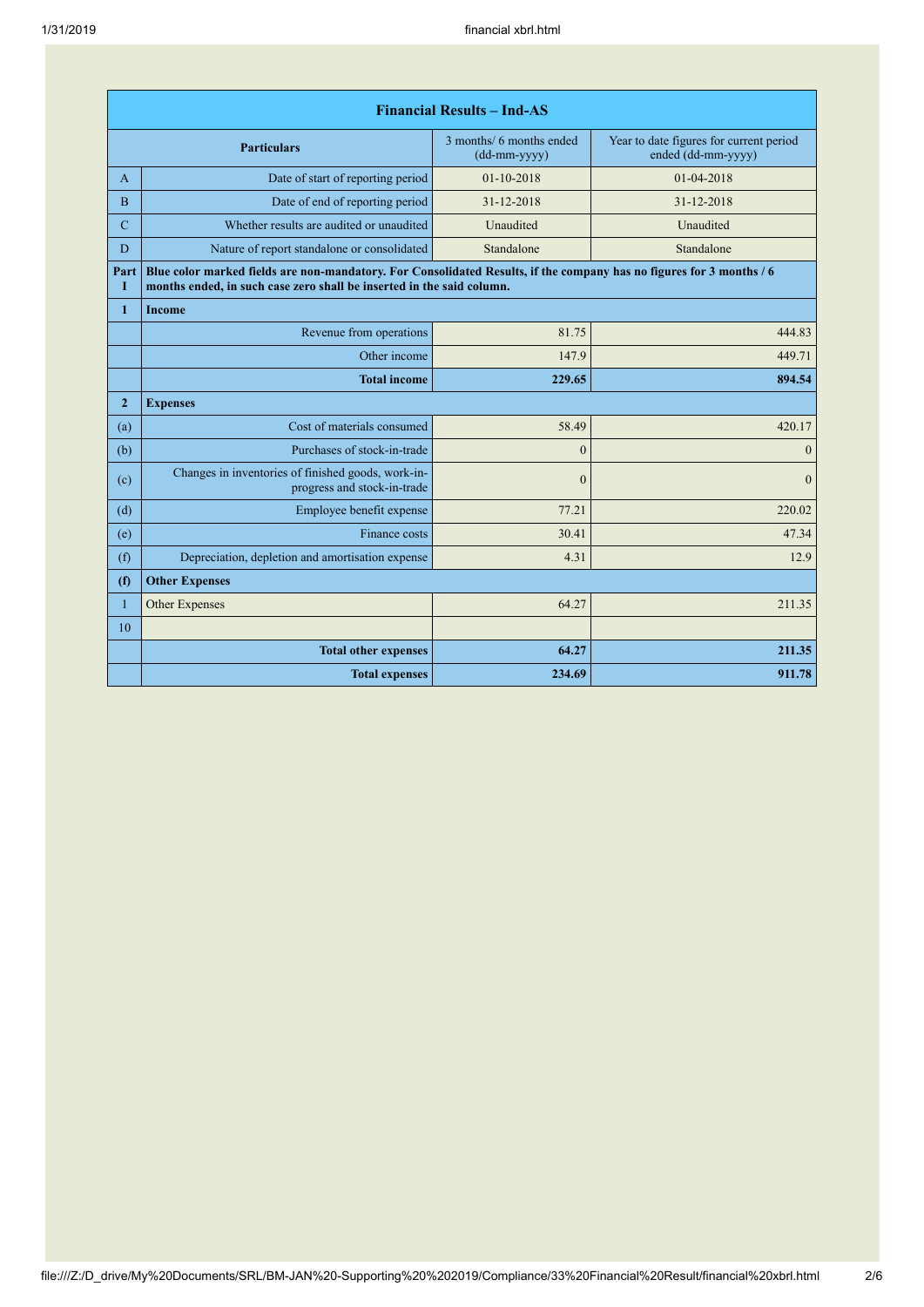| | Financial Results – Ind-AS | | |
|---|---|---|---|
| | **Particulars** | 3 months/ 6 months ended (dd-mm-yyyy) | Year to date figures for current period ended (dd-mm-yyyy) |
| A | Date of start of reporting period | 01-10-2018 | 01-04-2018 |
| B | Date of end of reporting period | 31-12-2018 | 31-12-2018 |
| C | Whether results are audited or unaudited | Unaudited | Unaudited |
| D | Nature of report standalone or consolidated | Standalone | Standalone |
| Part I | **Blue color marked fields are non-mandatory. For Consolidated Results, if the company has no figures for 3 months / 6 months ended, in such case zero shall be inserted in the said column.** | | |
| **1** | **Income** | | |
| | Revenue from operations | 81.75 | 444.83 |
| | Other income | 147.9 | 449.71 |
| | **Total income** | **229.65** | **894.54** |
| **2** | **Expenses** | | |
| (a) | Cost of materials consumed | 58.49 | 420.17 |
| (b) | Purchases of stock-in-trade | 0 | 0 |
| (c) | Changes in inventories of finished goods, work-in-progress and stock-in-trade | 0 | 0 |
| (d) | Employee benefit expense | 77.21 | 220.02 |
| (e) | Finance costs | 30.41 | 47.34 |
| (f) | Depreciation, depletion and amortisation expense | 4.31 | 12.9 |
| **(f)** | **Other Expenses** | | |
| 1 | Other Expenses | 64.27 | 211.35 |
| 10 | | | |
| | **Total other expenses** | **64.27** | **211.35** |
| | **Total expenses** | **234.69** | **911.78** |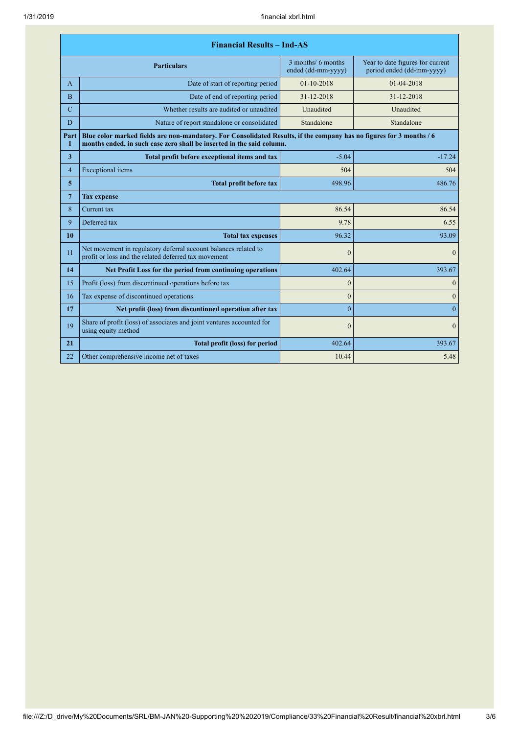| | Financial Results – Ind-AS | | |
|---|---|---|---|
| | **Particulars** | 3 months/ 6 months ended (dd-mm-yyyy) | Year to date figures for current period ended (dd-mm-yyyy) |
| A | Date of start of reporting period | 01-10-2018 | 01-04-2018 |
| B | Date of end of reporting period | 31-12-2018 | 31-12-2018 |
| C | Whether results are audited or unaudited | Unaudited | Unaudited |
| D | Nature of report standalone or consolidated | Standalone | Standalone |
| **Part I** | **Blue color marked fields are non-mandatory. For Consolidated Results, if the company has no figures for 3 months / 6 months ended, in such case zero shall be inserted in the said column.** | | |
| **3** | **Total profit before exceptional items and tax** | -5.04 | -17.24 |
| 4 | Exceptional items | 504 | 504 |
| **5** | **Total profit before tax** | 498.96 | 486.76 |
| **7** | **Tax expense** | | |
| 8 | Current tax | 86.54 | 86.54 |
| 9 | Deferred tax | 9.78 | 6.55 |
| **10** | **Total tax expenses** | 96.32 | 93.09 |
| 11 | Net movement in regulatory deferral account balances related to profit or loss and the related deferred tax movement | 0 | 0 |
| **14** | **Net Profit Loss for the period from continuing operations** | 402.64 | 393.67 |
| 15 | Profit (loss) from discontinued operations before tax | 0 | 0 |
| 16 | Tax expense of discontinued operations | 0 | 0 |
| **17** | **Net profit (loss) from discontinued operation after tax** | 0 | 0 |
| 19 | Share of profit (loss) of associates and joint ventures accounted for using equity method | 0 | 0 |
| **21** | **Total profit (loss) for period** | 402.64 | 393.67 |
| 22 | Other comprehensive income net of taxes | 10.44 | 5.48 |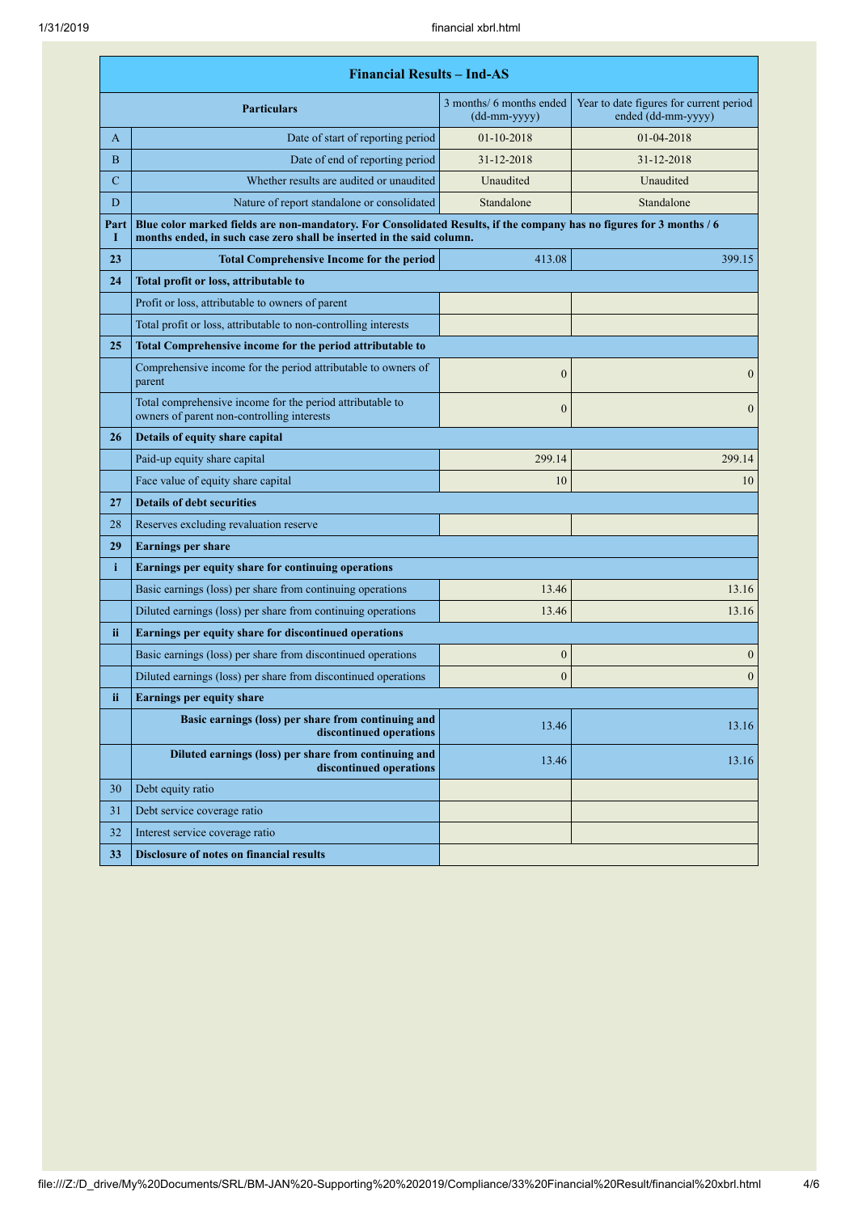| | Financial Results – Ind-AS | | |
|---|---|---|---|
| | **Particulars** | 3 months/ 6 months ended (dd-mm-yyyy) | Year to date figures for current period ended (dd-mm-yyyy) |
| A | Date of start of reporting period | 01-10-2018 | 01-04-2018 |
| B | Date of end of reporting period | 31-12-2018 | 31-12-2018 |
| C | Whether results are audited or unaudited | Unaudited | Unaudited |
| D | Nature of report standalone or consolidated | Standalone | Standalone |
| **Part I** | **Blue color marked fields are non-mandatory. For Consolidated Results, if the company has no figures for 3 months / 6 months ended, in such case zero shall be inserted in the said column.** | | |
| **23** | **Total Comprehensive Income for the period** | 413.08 | 399.15 |
| **24** | **Total profit or loss, attributable to** | | |
| | Profit or loss, attributable to owners of parent | | |
| | Total profit or loss, attributable to non-controlling interests | | |
| **25** | **Total Comprehensive income for the period attributable to** | | |
| | Comprehensive income for the period attributable to owners of parent | 0 | 0 |
| | Total comprehensive income for the period attributable to owners of parent non-controlling interests | 0 | 0 |
| **26** | **Details of equity share capital** | | |
| | Paid-up equity share capital | 299.14 | 299.14 |
| | Face value of equity share capital | 10 | 10 |
| **27** | **Details of debt securities** | | |
| 28 | Reserves excluding revaluation reserve | | |
| **29** | **Earnings per share** | | |
| **i** | **Earnings per equity share for continuing operations** | | |
| | Basic earnings (loss) per share from continuing operations | 13.46 | 13.16 |
| | Diluted earnings (loss) per share from continuing operations | 13.46 | 13.16 |
| **ii** | **Earnings per equity share for discontinued operations** | | |
| | Basic earnings (loss) per share from discontinued operations | 0 | 0 |
| | Diluted earnings (loss) per share from discontinued operations | 0 | 0 |
| **ii** | **Earnings per equity share** | | |
| | **Basic earnings (loss) per share from continuing and discontinued operations** | 13.46 | 13.16 |
| | **Diluted earnings (loss) per share from continuing and discontinued operations** | 13.46 | 13.16 |
| 30 | Debt equity ratio | | |
| 31 | Debt service coverage ratio | | |
| 32 | Interest service coverage ratio | | |
| **33** | **Disclosure of notes on financial results** | | |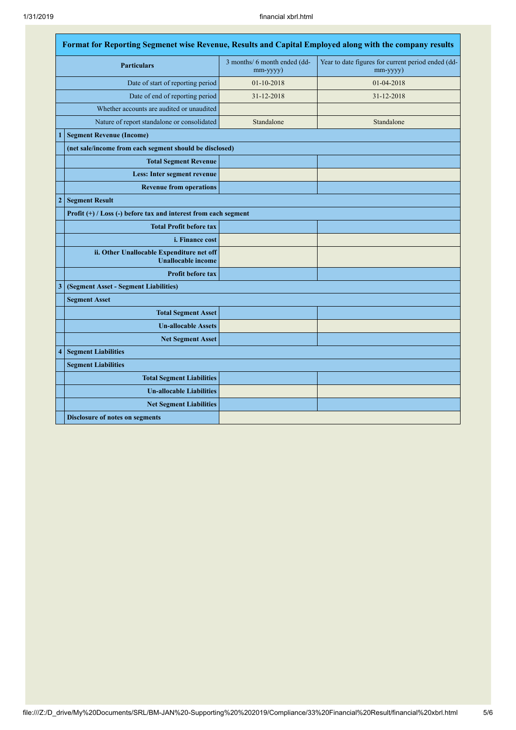| Format for Reporting Segmenet wise Revenue, Results and Capital Employed along with the company results | | | |
|---|---|---|---|
| | **Particulars** | 3 months/ 6 month ended (dd-mm-yyyy) | Year to date figures for current period ended (dd-mm-yyyy) |
| | Date of start of reporting period | 01-10-2018 | 01-04-2018 |
| | Date of end of reporting period | 31-12-2018 | 31-12-2018 |
| | Whether accounts are audited or unaudited | | |
| | Nature of report standalone or consolidated | Standalone | Standalone |
| **1** | **Segment Revenue (Income)** | | |
| | **(net sale/income from each segment should be disclosed)** | | |
| | **Total Segment Revenue** | | |
| | **Less: Inter segment revenue** | | |
| | **Revenue from operations** | | |
| **2** | **Segment Result** | | |
| | **Profit (+) / Loss (-) before tax and interest from each segment** | | |
| | **Total Profit before tax** | | |
| | **i. Finance cost** | | |
| | **ii. Other Unallocable Expenditure net off Unallocable income** | | |
| | **Profit before tax** | | |
| **3** | **(Segment Asset - Segment Liabilities)** | | |
| | **Segment Asset** | | |
| | **Total Segment Asset** | | |
| | **Un-allocable Assets** | | |
| | **Net Segment Asset** | | |
| **4** | **Segment Liabilities** | | |
| | **Segment Liabilities** | | |
| | **Total Segment Liabilities** | | |
| | **Un-allocable Liabilities** | | |
| | **Net Segment Liabilities** | | |
| | **Disclosure of notes on segments** | | |